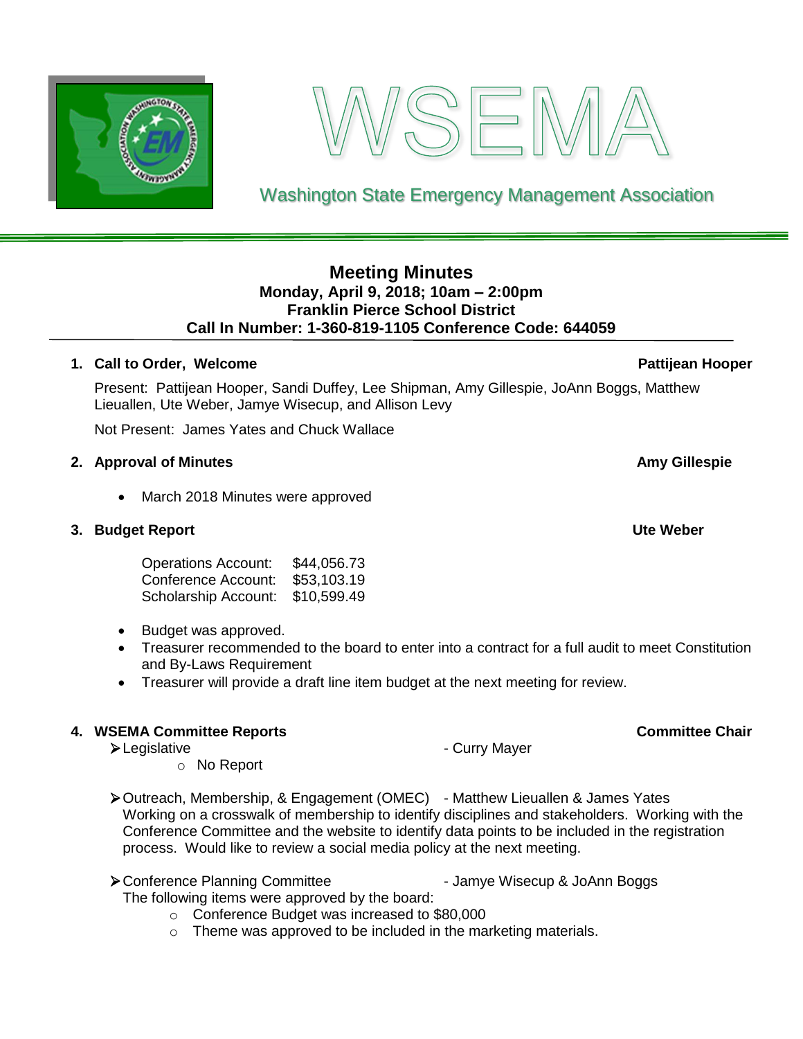# WSEMA

Washington State Emergency Management Association

## Meeting Minutes

**Monday, April 9, 2018; 10am – 2:00pm**
**Franklin Pierce School District**
**Call In Number: 1-360-819-1105 Conference Code: 644059**

### 1. Call to Order, Welcome — Pattijean Hooper

Present: Pattijean Hooper, Sandi Duffey, Lee Shipman, Amy Gillespie, JoAnn Boggs, Matthew Lieuallen, Ute Weber, Jamye Wisecup, and Allison Levy

Not Present: James Yates and Chuck Wallace

### 2. Approval of Minutes — Amy Gillespie

- March 2018 Minutes were approved

### 3. Budget Report — Ute Weber

| Account | Amount |
|---|---|
| Operations Account: | $44,056.73 |
| Conference Account: | $53,103.19 |
| Scholarship Account: | $10,599.49 |

- Budget was approved.
- Treasurer recommended to the board to enter into a contract for a full audit to meet Constitution and By-Laws Requirement
- Treasurer will provide a draft line item budget at the next meeting for review.

### 4. WSEMA Committee Reports — Committee Chair

- Legislative - Curry Mayer
  - No Report
- Outreach, Membership, & Engagement (OMEC) - Matthew Lieuallen & James Yates
  Working on a crosswalk of membership to identify disciplines and stakeholders. Working with the Conference Committee and the website to identify data points to be included in the registration process. Would like to review a social media policy at the next meeting.
- Conference Planning Committee - Jamye Wisecup & JoAnn Boggs
  The following items were approved by the board:
  - Conference Budget was increased to $80,000
  - Theme was approved to be included in the marketing materials.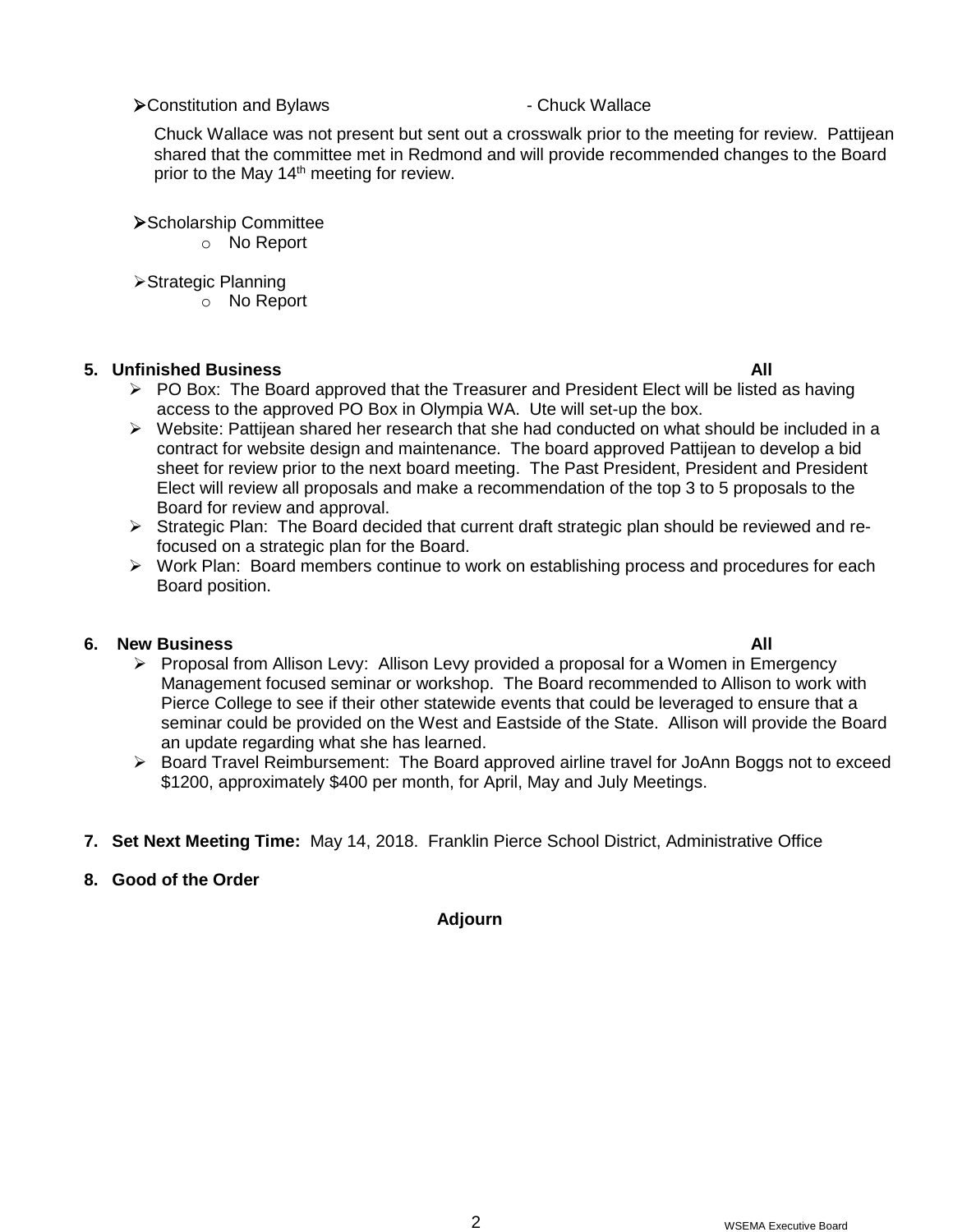- Constitution and Bylaws - Chuck Wallace

  Chuck Wallace was not present but sent out a crosswalk prior to the meeting for review. Pattijean shared that the committee met in Redmond and will provide recommended changes to the Board prior to the May 14th meeting for review.

- Scholarship Committee
  - No Report

- Strategic Planning
  - No Report

**5. Unfinished Business** **All**

- PO Box: The Board approved that the Treasurer and President Elect will be listed as having access to the approved PO Box in Olympia WA. Ute will set-up the box.
- Website: Pattijean shared her research that she had conducted on what should be included in a contract for website design and maintenance. The board approved Pattijean to develop a bid sheet for review prior to the next board meeting. The Past President, President and President Elect will review all proposals and make a recommendation of the top 3 to 5 proposals to the Board for review and approval.
- Strategic Plan: The Board decided that current draft strategic plan should be reviewed and re-focused on a strategic plan for the Board.
- Work Plan: Board members continue to work on establishing process and procedures for each Board position.

**6. New Business** **All**

- Proposal from Allison Levy: Allison Levy provided a proposal for a Women in Emergency Management focused seminar or workshop. The Board recommended to Allison to work with Pierce College to see if their other statewide events that could be leveraged to ensure that a seminar could be provided on the West and Eastside of the State. Allison will provide the Board an update regarding what she has learned.
- Board Travel Reimbursement: The Board approved airline travel for JoAnn Boggs not to exceed $1200, approximately $400 per month, for April, May and July Meetings.

**7. Set Next Meeting Time:** May 14, 2018. Franklin Pierce School District, Administrative Office

**8. Good of the Order**

**Adjourn**